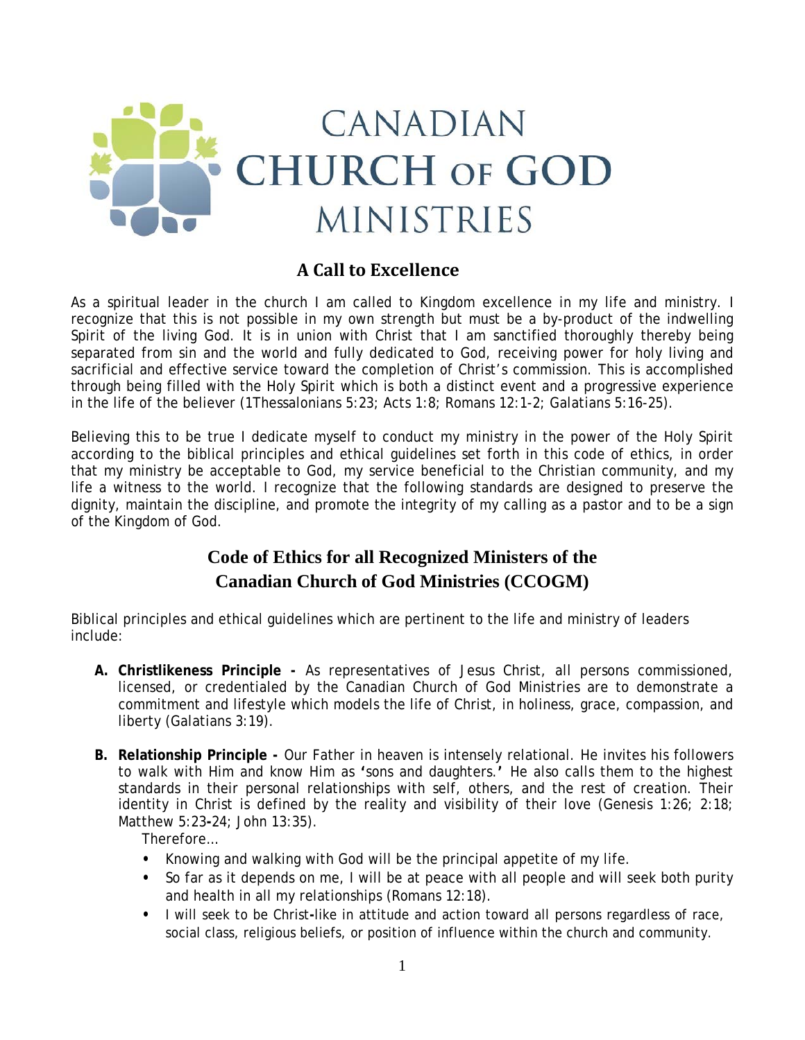# CANADIAN CHURCH OF GOD MINISTRIES

## A Call to Excellence

As a spiritual leader in the church I am called to Kingdom excellence in my life and ministry. I recognize that this is not possible in my own strength but must be a by-product of the indwelling Spirit of the living God. It is in union with Christ that I am sanctified thoroughly thereby being separated from sin and the world and fully dedicated to God, receiving power for holy living and sacrificial and effective service toward the completion of Christ's commission. This is accomplished through being filled with the Holy Spirit which is both a distinct event and a progressive experience in the life of the believer (1Thessalonians 5:23; Acts 1:8; Romans 12:1-2; Galatians 5:16-25).

Believing this to be true I dedicate myself to conduct my ministry in the power of the Holy Spirit according to the biblical principles and ethical guidelines set forth in this code of ethics, in order that my ministry be acceptable to God, my service beneficial to the Christian community, and my life a witness to the world. I recognize that the following standards are designed to preserve the dignity, maintain the discipline, and promote the integrity of my calling as a pastor and to be a sign of the Kingdom of God.

## Code of Ethics for all Recognized Ministers of the Canadian Church of God Ministries (CCOGM)

Biblical principles and ethical guidelines which are pertinent to the life and ministry of leaders include:

**A. Christlikeness Principle -** As representatives of Jesus Christ, all persons commissioned, licensed, or credentialed by the Canadian Church of God Ministries are to demonstrate a commitment and lifestyle which models the life of Christ, in holiness, grace, compassion, and liberty (Galatians 3:19).

**B. Relationship Principle -** Our Father in heaven is intensely relational. He invites his followers to walk with Him and know Him as 'sons and daughters.' He also calls them to the highest standards in their personal relationships with self, others, and the rest of creation. Their identity in Christ is defined by the reality and visibility of their love (Genesis 1:26; 2:18; Matthew 5:23-24; John 13:35).

Therefore…

- Knowing and walking with God will be the principal appetite of my life.
- So far as it depends on me, I will be at peace with all people and will seek both purity and health in all my relationships (Romans 12:18).
- I will seek to be Christ-like in attitude and action toward all persons regardless of race, social class, religious beliefs, or position of influence within the church and community.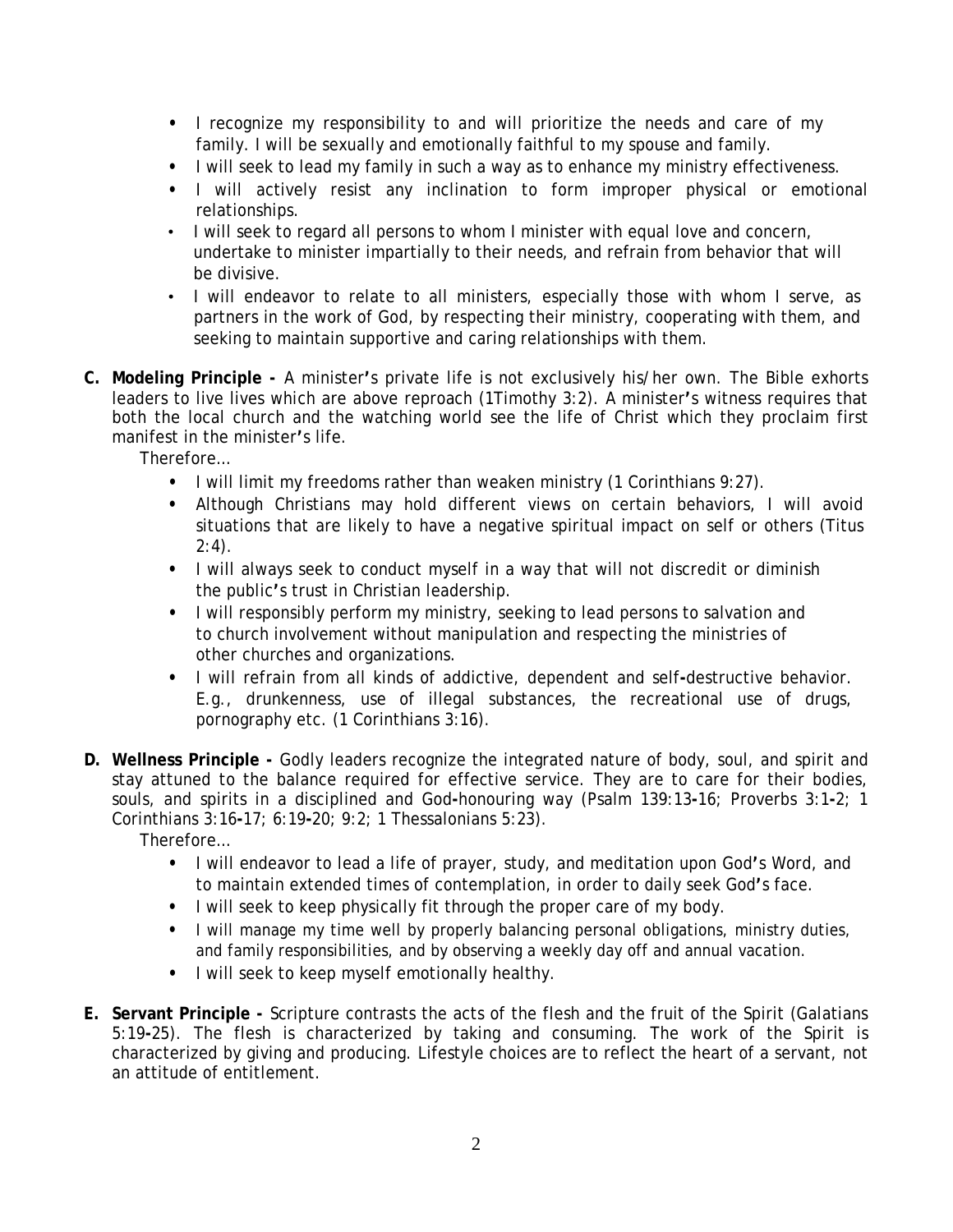- I recognize my responsibility to and will prioritize the needs and care of my family. I will be sexually and emotionally faithful to my spouse and family.
- I will seek to lead my family in such a way as to enhance my ministry effectiveness.
- I will actively resist any inclination to form improper physical or emotional relationships.
- I will seek to regard all persons to whom I minister with equal love and concern, undertake to minister impartially to their needs, and refrain from behavior that will be divisive.
- I will endeavor to relate to all ministers, especially those with whom I serve, as partners in the work of God, by respecting their ministry, cooperating with them, and seeking to maintain supportive and caring relationships with them.

**C. Modeling Principle -** A minister's private life is not exclusively his/her own. The Bible exhorts leaders to live lives which are above reproach (1Timothy 3:2). A minister's witness requires that both the local church and the watching world see the life of Christ which they proclaim first manifest in the minister's life.

Therefore…

- I will limit my freedoms rather than weaken ministry (1 Corinthians 9:27).
- Although Christians may hold different views on certain behaviors, I will avoid situations that are likely to have a negative spiritual impact on self or others (Titus 2:4).
- I will always seek to conduct myself in a way that will not discredit or diminish the public's trust in Christian leadership.
- I will responsibly perform my ministry, seeking to lead persons to salvation and to church involvement without manipulation and respecting the ministries of other churches and organizations.
- I will refrain from all kinds of addictive, dependent and self-destructive behavior. E.g., drunkenness, use of illegal substances, the recreational use of drugs, pornography etc. (1 Corinthians 3:16).

**D. Wellness Principle -** Godly leaders recognize the integrated nature of body, soul, and spirit and stay attuned to the balance required for effective service. They are to care for their bodies, souls, and spirits in a disciplined and God-honouring way (Psalm 139:13-16; Proverbs 3:1-2; 1 Corinthians 3:16-17; 6:19-20; 9:2; 1 Thessalonians 5:23).

Therefore…

- I will endeavor to lead a life of prayer, study, and meditation upon God's Word, and to maintain extended times of contemplation, in order to daily seek God's face.
- I will seek to keep physically fit through the proper care of my body.
- I will manage my time well by properly balancing personal obligations, ministry duties, and family responsibilities, and by observing a weekly day off and annual vacation.
- I will seek to keep myself emotionally healthy.

**E. Servant Principle -** Scripture contrasts the acts of the flesh and the fruit of the Spirit (Galatians 5:19-25). The flesh is characterized by taking and consuming. The work of the Spirit is characterized by giving and producing. Lifestyle choices are to reflect the heart of a servant, not an attitude of entitlement.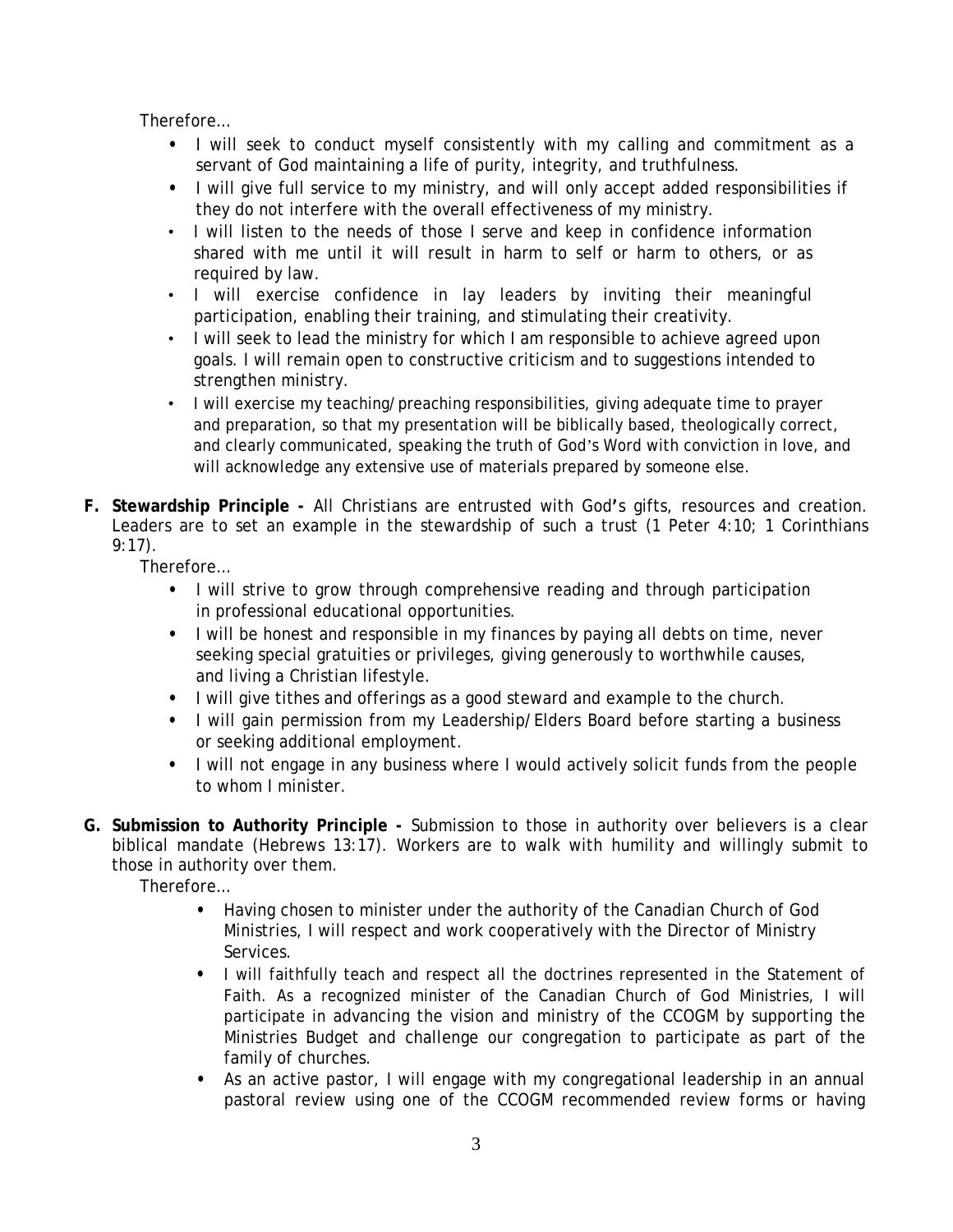Therefore…

- I will seek to conduct myself consistently with my calling and commitment as a servant of God maintaining a life of purity, integrity, and truthfulness.
- I will give full service to my ministry, and will only accept added responsibilities if they do not interfere with the overall effectiveness of my ministry.
- I will listen to the needs of those I serve and keep in confidence information shared with me until it will result in harm to self or harm to others, or as required by law.
- I will exercise confidence in lay leaders by inviting their meaningful participation, enabling their training, and stimulating their creativity.
- I will seek to lead the ministry for which I am responsible to achieve agreed upon goals. I will remain open to constructive criticism and to suggestions intended to strengthen ministry.
- I will exercise my teaching/preaching responsibilities, giving adequate time to prayer and preparation, so that my presentation will be biblically based, theologically correct, and clearly communicated, speaking the truth of God's Word with conviction in love, and will acknowledge any extensive use of materials prepared by someone else.

**F. Stewardship Principle -** All Christians are entrusted with God's gifts, resources and creation. Leaders are to set an example in the stewardship of such a trust (1 Peter 4:10; 1 Corinthians 9:17).

Therefore…

- I will strive to grow through comprehensive reading and through participation in professional educational opportunities.
- I will be honest and responsible in my finances by paying all debts on time, never seeking special gratuities or privileges, giving generously to worthwhile causes, and living a Christian lifestyle.
- I will give tithes and offerings as a good steward and example to the church.
- I will gain permission from my Leadership/Elders Board before starting a business or seeking additional employment.
- I will not engage in any business where I would actively solicit funds from the people to whom I minister.

**G. Submission to Authority Principle -** Submission to those in authority over believers is a clear biblical mandate (Hebrews 13:17). Workers are to walk with humility and willingly submit to those in authority over them.

Therefore…

- Having chosen to minister under the authority of the Canadian Church of God Ministries, I will respect and work cooperatively with the Director of Ministry Services.
- I will faithfully teach and respect all the doctrines represented in the Statement of Faith. As a recognized minister of the Canadian Church of God Ministries, I will participate in advancing the vision and ministry of the CCOGM by supporting the Ministries Budget and challenge our congregation to participate as part of the family of churches.
- As an active pastor, I will engage with my congregational leadership in an annual pastoral review using one of the CCOGM recommended review forms or having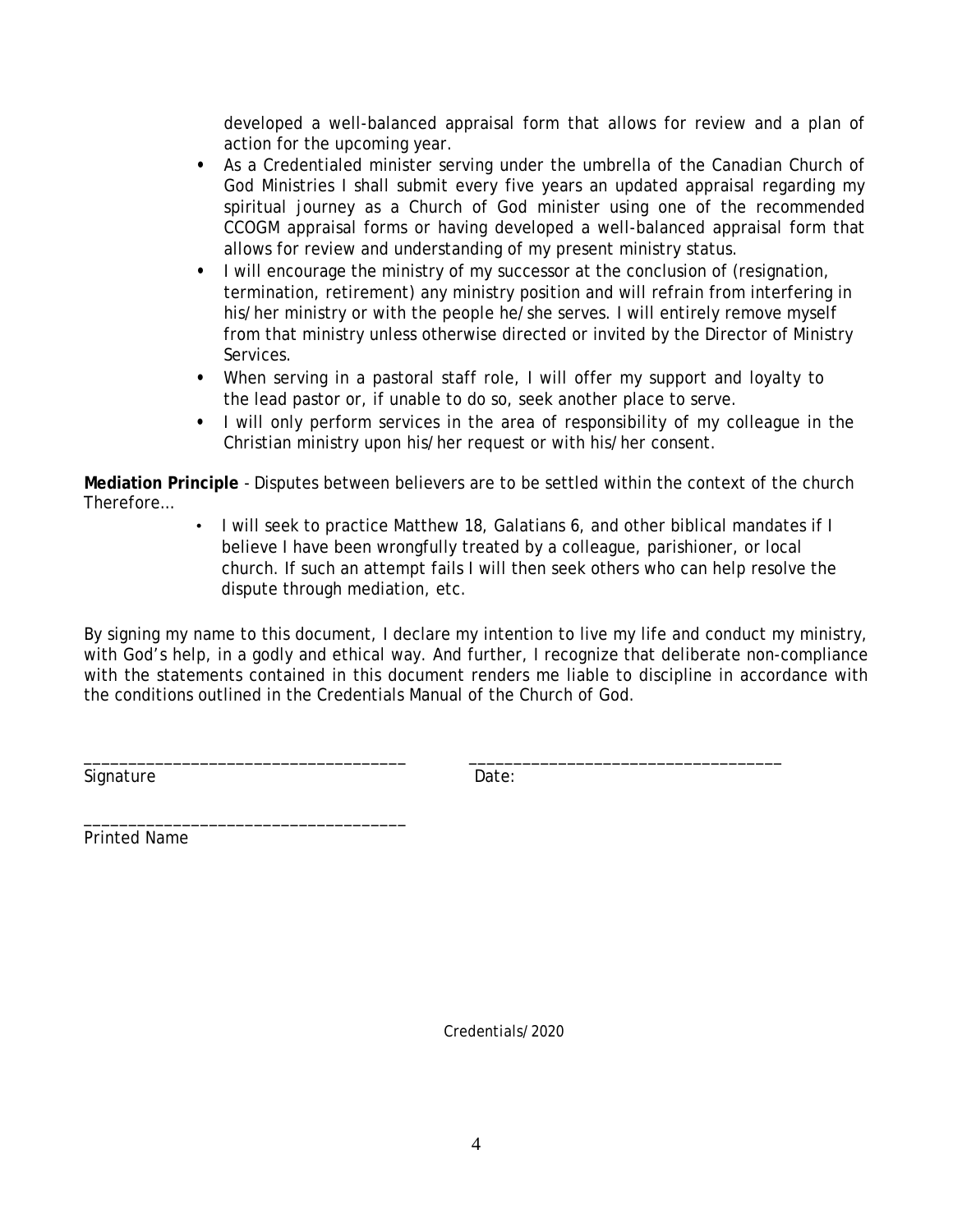developed a well-balanced appraisal form that allows for review and a plan of action for the upcoming year.

- As a Credentialed minister serving under the umbrella of the Canadian Church of God Ministries I shall submit every five years an updated appraisal regarding my spiritual journey as a Church of God minister using one of the recommended CCOGM appraisal forms or having developed a well-balanced appraisal form that allows for review and understanding of my present ministry status.
- I will encourage the ministry of my successor at the conclusion of (resignation, termination, retirement) any ministry position and will refrain from interfering in his/her ministry or with the people he/she serves. I will entirely remove myself from that ministry unless otherwise directed or invited by the Director of Ministry Services.
- When serving in a pastoral staff role, I will offer my support and loyalty to the lead pastor or, if unable to do so, seek another place to serve.
- I will only perform services in the area of responsibility of my colleague in the Christian ministry upon his/her request or with his/her consent.

**Mediation Principle** - Disputes between believers are to be settled within the context of the church Therefore…

- I will seek to practice Matthew 18, Galatians 6, and other biblical mandates if I believe I have been wrongfully treated by a colleague, parishioner, or local church. If such an attempt fails I will then seek others who can help resolve the dispute through mediation, etc.

By signing my name to this document, I declare my intention to live my life and conduct my ministry, with God's help, in a godly and ethical way. And further, I recognize that deliberate non-compliance with the statements contained in this document renders me liable to discipline in accordance with the conditions outlined in the Credentials Manual of the Church of God.

_____________________________________ _____________________________________

Signature Date:

_____________________________________

Printed Name

Credentials/2020